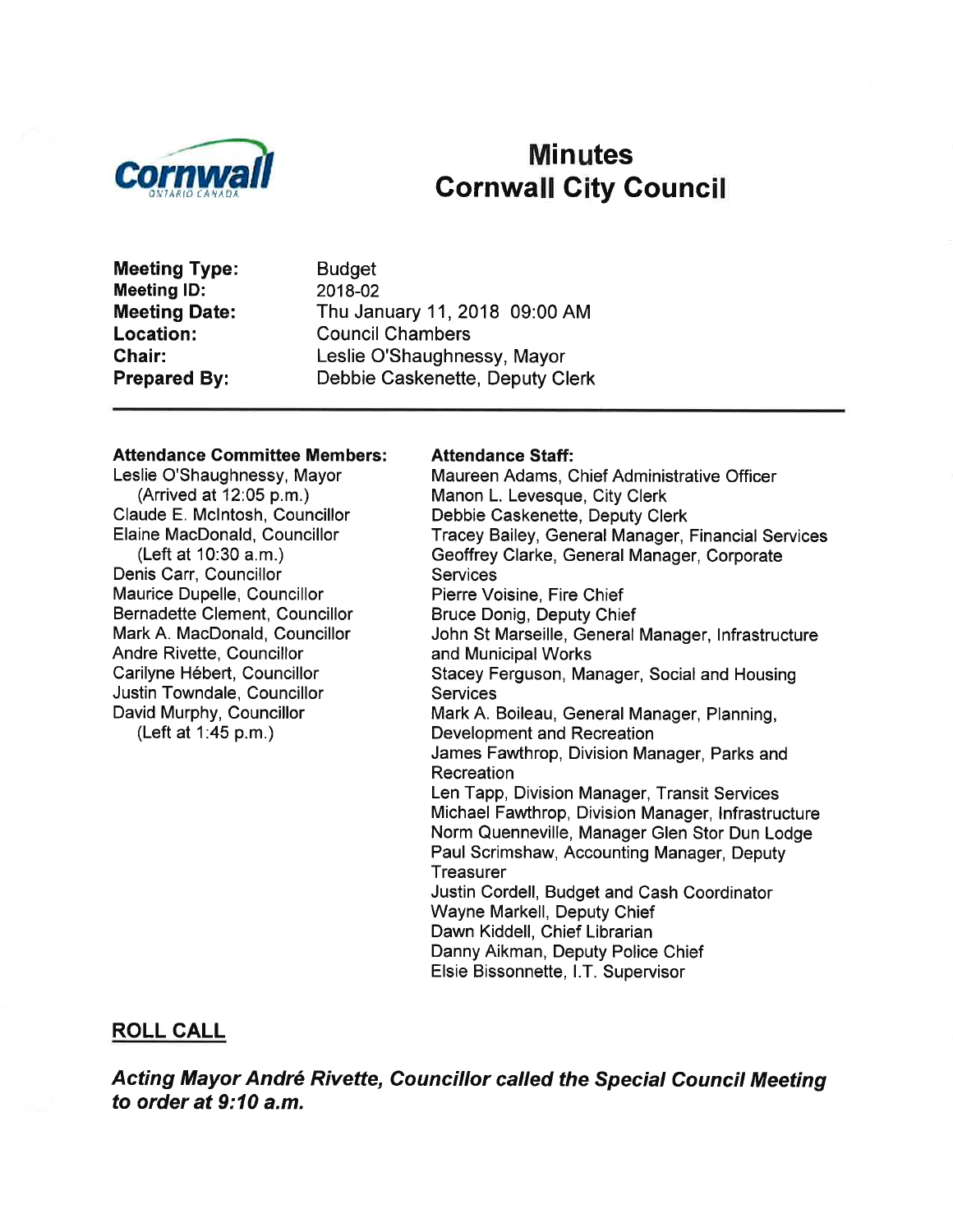# Minutes
# Cornwall City Council

**Meeting Type:** Budget
**Meeting ID:** 2018-02
**Meeting Date:** Thu January 11, 2018 09:00 AM
**Location:** Council Chambers
**Chair:** Leslie O'Shaughnessy, Mayor
**Prepared By:** Debbie Caskenette, Deputy Clerk

---

**Attendance Committee Members:**

Leslie O'Shaughnessy, Mayor
(Arrived at 12:05 p.m.)
Claude E. McIntosh, Councillor
Elaine MacDonald, Councillor
(Left at 10:30 a.m.)
Denis Carr, Councillor
Maurice Dupelle, Councillor
Bernadette Clement, Councillor
Mark A. MacDonald, Councillor
Andre Rivette, Councillor
Carilyne Hébert, Councillor
Justin Towndale, Councillor
David Murphy, Councillor
(Left at 1:45 p.m.)

**Attendance Staff:**

Maureen Adams, Chief Administrative Officer
Manon L. Levesque, City Clerk
Debbie Caskenette, Deputy Clerk
Tracey Bailey, General Manager, Financial Services
Geoffrey Clarke, General Manager, Corporate Services
Pierre Voisine, Fire Chief
Bruce Donig, Deputy Chief
John St Marseille, General Manager, Infrastructure and Municipal Works
Stacey Ferguson, Manager, Social and Housing Services
Mark A. Boileau, General Manager, Planning, Development and Recreation
James Fawthrop, Division Manager, Parks and Recreation
Len Tapp, Division Manager, Transit Services
Michael Fawthrop, Division Manager, Infrastructure
Norm Quenneville, Manager Glen Stor Dun Lodge
Paul Scrimshaw, Accounting Manager, Deputy Treasurer
Justin Cordell, Budget and Cash Coordinator
Wayne Markell, Deputy Chief
Dawn Kiddell, Chief Librarian
Danny Aikman, Deputy Police Chief
Elsie Bissonnette, I.T. Supervisor

## ROLL CALL

***Acting Mayor André Rivette, Councillor called the Special Council Meeting to order at 9:10 a.m.***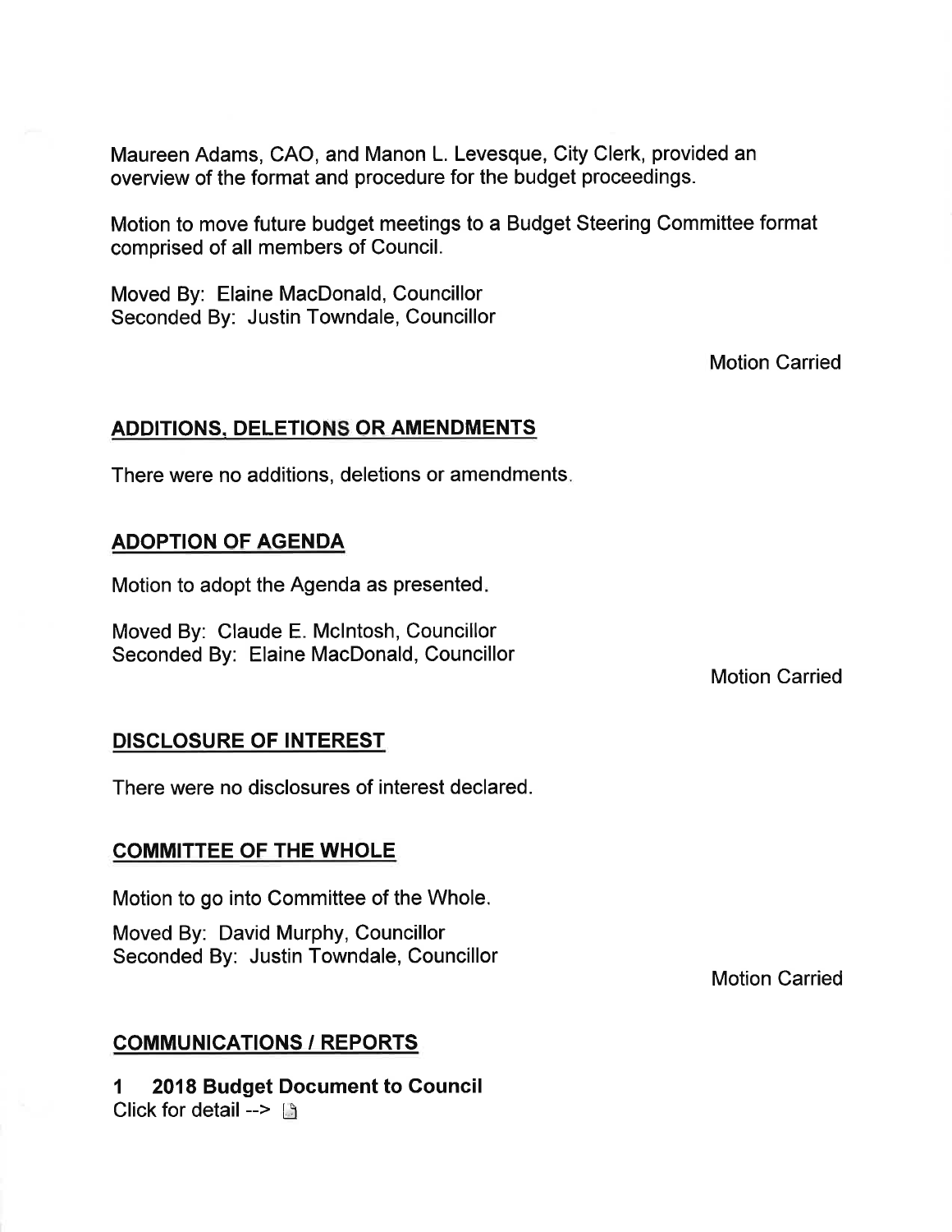Maureen Adams, CAO, and Manon L. Levesque, City Clerk, provided an overview of the format and procedure for the budget proceedings.

Motion to move future budget meetings to a Budget Steering Committee format comprised of all members of Council.

Moved By: Elaine MacDonald, Councillor
Seconded By: Justin Towndale, Councillor

Motion Carried

## ADDITIONS, DELETIONS OR AMENDMENTS

There were no additions, deletions or amendments.

## ADOPTION OF AGENDA

Motion to adopt the Agenda as presented.

Moved By: Claude E. McIntosh, Councillor
Seconded By: Elaine MacDonald, Councillor

Motion Carried

## DISCLOSURE OF INTEREST

There were no disclosures of interest declared.

## COMMITTEE OF THE WHOLE

Motion to go into Committee of the Whole.

Moved By: David Murphy, Councillor
Seconded By: Justin Towndale, Councillor

Motion Carried

## COMMUNICATIONS / REPORTS

**1 2018 Budget Document to Council**
Click for detail -->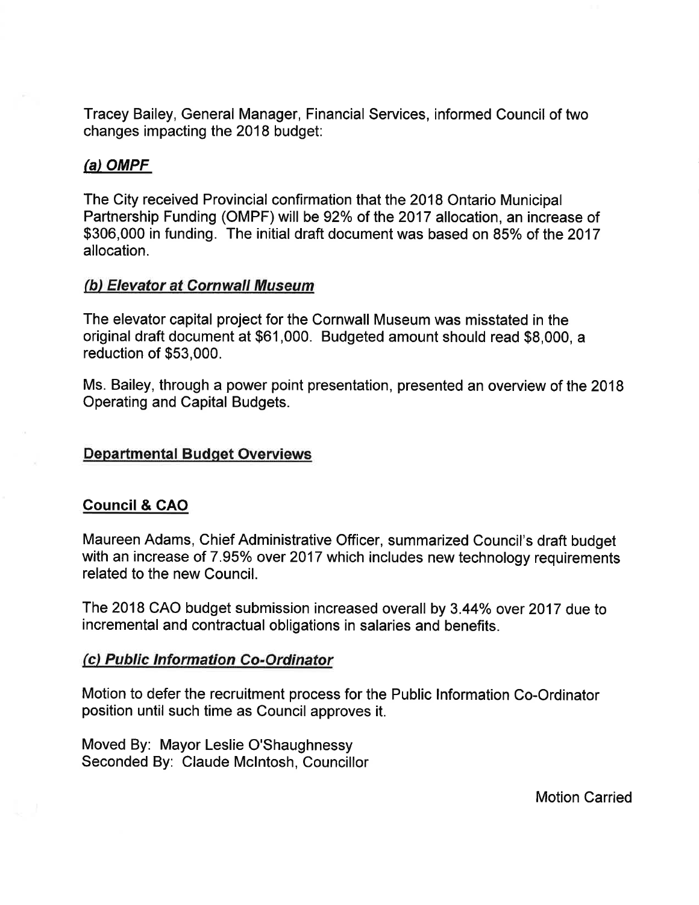Tracey Bailey, General Manager, Financial Services, informed Council of two changes impacting the 2018 budget:

### *(a) OMPF*

The City received Provincial confirmation that the 2018 Ontario Municipal Partnership Funding (OMPF) will be 92% of the 2017 allocation, an increase of $306,000 in funding. The initial draft document was based on 85% of the 2017 allocation.

### *(b) Elevator at Cornwall Museum*

The elevator capital project for the Cornwall Museum was misstated in the original draft document at $61,000. Budgeted amount should read $8,000, a reduction of $53,000.

Ms. Bailey, through a power point presentation, presented an overview of the 2018 Operating and Capital Budgets.

## Departmental Budget Overviews

## Council & CAO

Maureen Adams, Chief Administrative Officer, summarized Council's draft budget with an increase of 7.95% over 2017 which includes new technology requirements related to the new Council.

The 2018 CAO budget submission increased overall by 3.44% over 2017 due to incremental and contractual obligations in salaries and benefits.

### *(c) Public Information Co-Ordinator*

Motion to defer the recruitment process for the Public Information Co-Ordinator position until such time as Council approves it.

Moved By: Mayor Leslie O'Shaughnessy
Seconded By: Claude McIntosh, Councillor

Motion Carried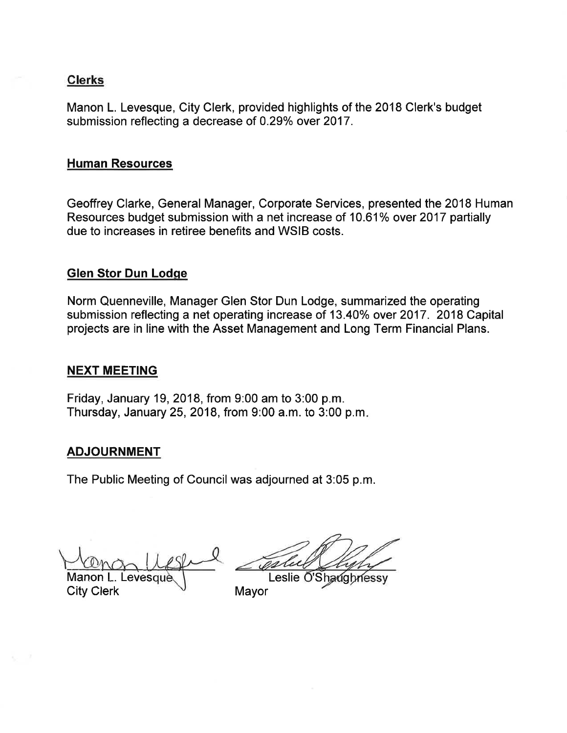**Clerks**

Manon L. Levesque, City Clerk, provided highlights of the 2018 Clerk's budget submission reflecting a decrease of 0.29% over 2017.

**Human Resources**

Geoffrey Clarke, General Manager, Corporate Services, presented the 2018 Human Resources budget submission with a net increase of 10.61% over 2017 partially due to increases in retiree benefits and WSIB costs.

**Glen Stor Dun Lodge**

Norm Quenneville, Manager Glen Stor Dun Lodge, summarized the operating submission reflecting a net operating increase of 13.40% over 2017. 2018 Capital projects are in line with the Asset Management and Long Term Financial Plans.

**NEXT MEETING**

Friday, January 19, 2018, from 9:00 am to 3:00 p.m.
Thursday, January 25, 2018, from 9:00 a.m. to 3:00 p.m.

**ADJOURNMENT**

The Public Meeting of Council was adjourned at 3:05 p.m.

| | |
|---|---|
| Manon L. Levesque | Leslie O'Shaughnessy |
| City Clerk | Mayor |